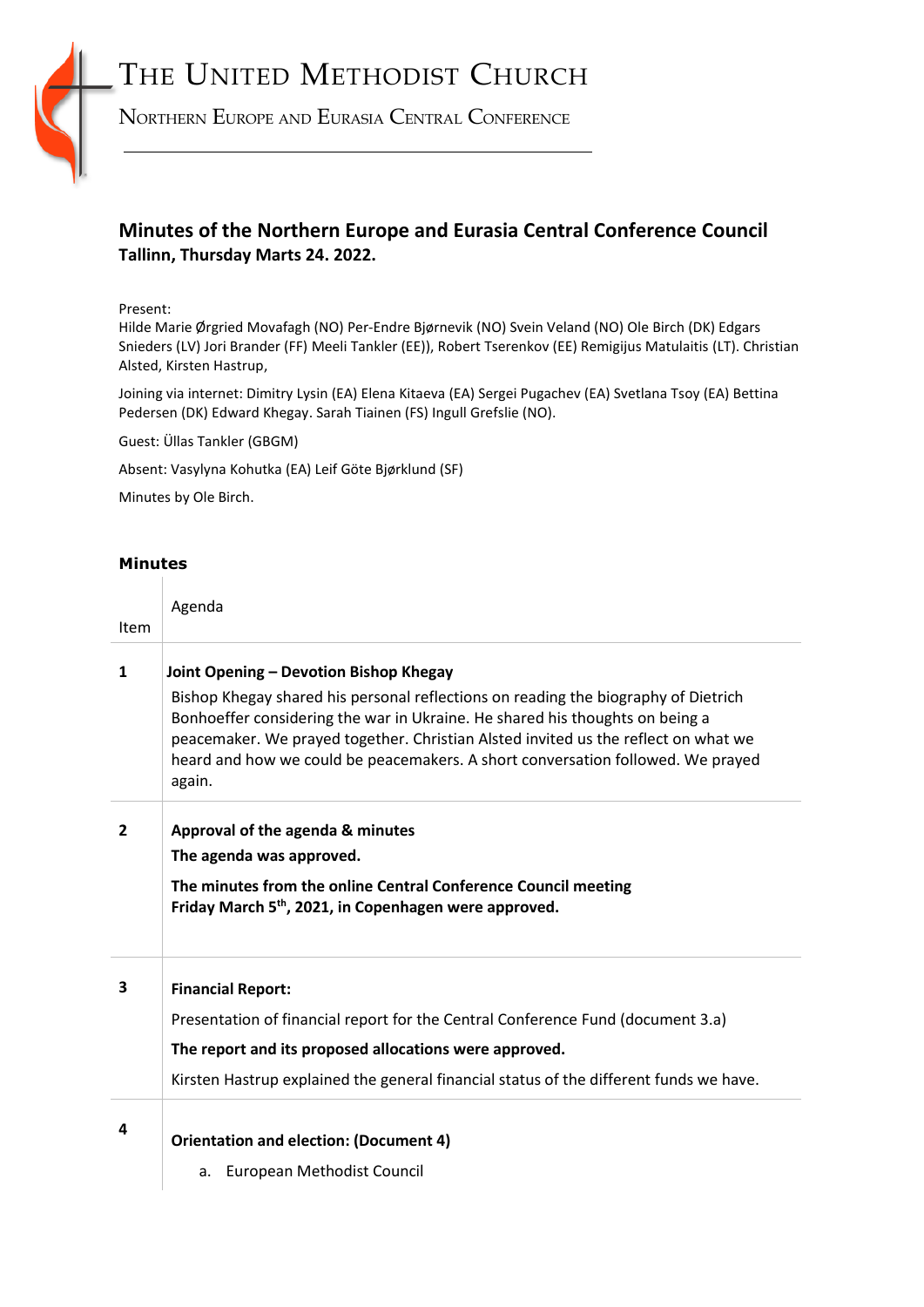# The United Methodist Church

Northern Europe and Eurasia Central Conference

## Minutes of the Northern Europe and Eurasia Central Conference Council

**Tallinn, Thursday Marts 24. 2022.**

Present:
Hilde Marie Ørgried Movafagh (NO) Per-Endre Bjørnevik (NO) Svein Veland (NO) Ole Birch (DK) Edgars Snieders (LV) Jori Brander (FF) Meeli Tankler (EE)), Robert Tserenkov (EE) Remigijus Matulaitis (LT). Christian Alsted, Kirsten Hastrup,

Joining via internet: Dimitry Lysin (EA) Elena Kitaeva (EA) Sergei Pugachev (EA) Svetlana Tsoy (EA) Bettina Pedersen (DK) Edward Khegay. Sarah Tiainen (FS) Ingull Grefslie (NO).

Guest: Üllas Tankler (GBGM)

Absent: Vasylyna Kohutka (EA) Leif Göte Bjørklund (SF)

Minutes by Ole Birch.

### Minutes

| Item | Agenda |
|---|---|
| 1 | **Joint Opening – Devotion Bishop Khegay**<br>Bishop Khegay shared his personal reflections on reading the biography of Dietrich Bonhoeffer considering the war in Ukraine. He shared his thoughts on being a peacemaker. We prayed together. Christian Alsted invited us the reflect on what we heard and how we could be peacemakers. A short conversation followed. We prayed again. |
| 2 | **Approval of the agenda & minutes**<br>**The agenda was approved.**<br>**The minutes from the online Central Conference Council meeting Friday March 5th, 2021, in Copenhagen were approved.** |
| 3 | **Financial Report:**<br>Presentation of financial report for the Central Conference Fund (document 3.a)<br>**The report and its proposed allocations were approved.**<br>Kirsten Hastrup explained the general financial status of the different funds we have. |
| 4 | **Orientation and election: (Document 4)**<br>a. European Methodist Council |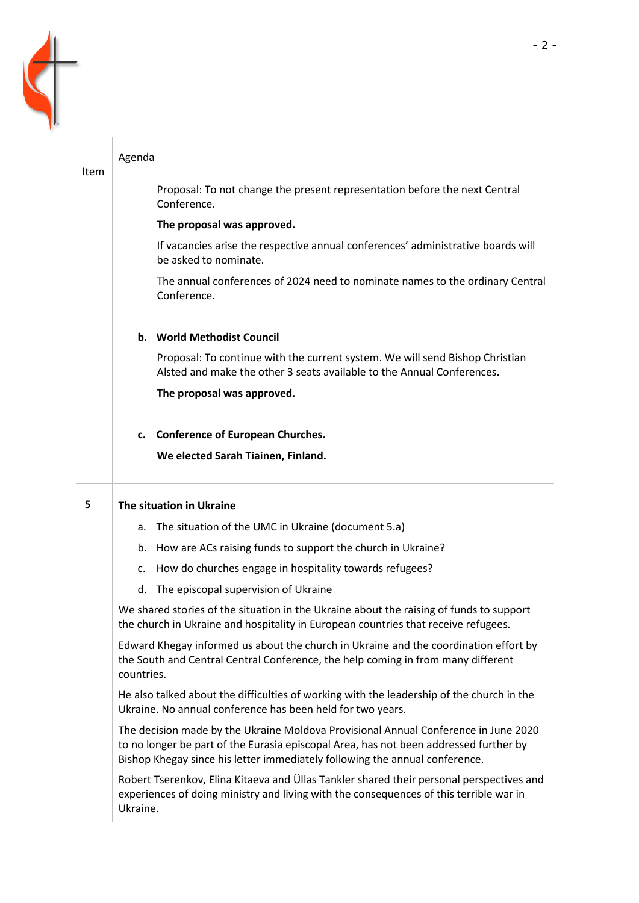| Item | Agenda |
|---|---|

Proposal: To not change the present representation before the next Central Conference.

**The proposal was approved.**

If vacancies arise the respective annual conferences' administrative boards will be asked to nominate.

The annual conferences of 2024 need to nominate names to the ordinary Central Conference.

**b. World Methodist Council**

Proposal: To continue with the current system. We will send Bishop Christian Alsted and make the other 3 seats available to the Annual Conferences.

**The proposal was approved.**

**c. Conference of European Churches.**

**We elected Sarah Tiainen, Finland.**

**5 The situation in Ukraine**

a. The situation of the UMC in Ukraine (document 5.a)

b. How are ACs raising funds to support the church in Ukraine?

c. How do churches engage in hospitality towards refugees?

d. The episcopal supervision of Ukraine

We shared stories of the situation in the Ukraine about the raising of funds to support the church in Ukraine and hospitality in European countries that receive refugees.

Edward Khegay informed us about the church in Ukraine and the coordination effort by the South and Central Central Conference, the help coming in from many different countries.

He also talked about the difficulties of working with the leadership of the church in the Ukraine. No annual conference has been held for two years.

The decision made by the Ukraine Moldova Provisional Annual Conference in June 2020 to no longer be part of the Eurasia episcopal Area, has not been addressed further by Bishop Khegay since his letter immediately following the annual conference.

Robert Tserenkov, Elina Kitaeva and Üllas Tankler shared their personal perspectives and experiences of doing ministry and living with the consequences of this terrible war in Ukraine.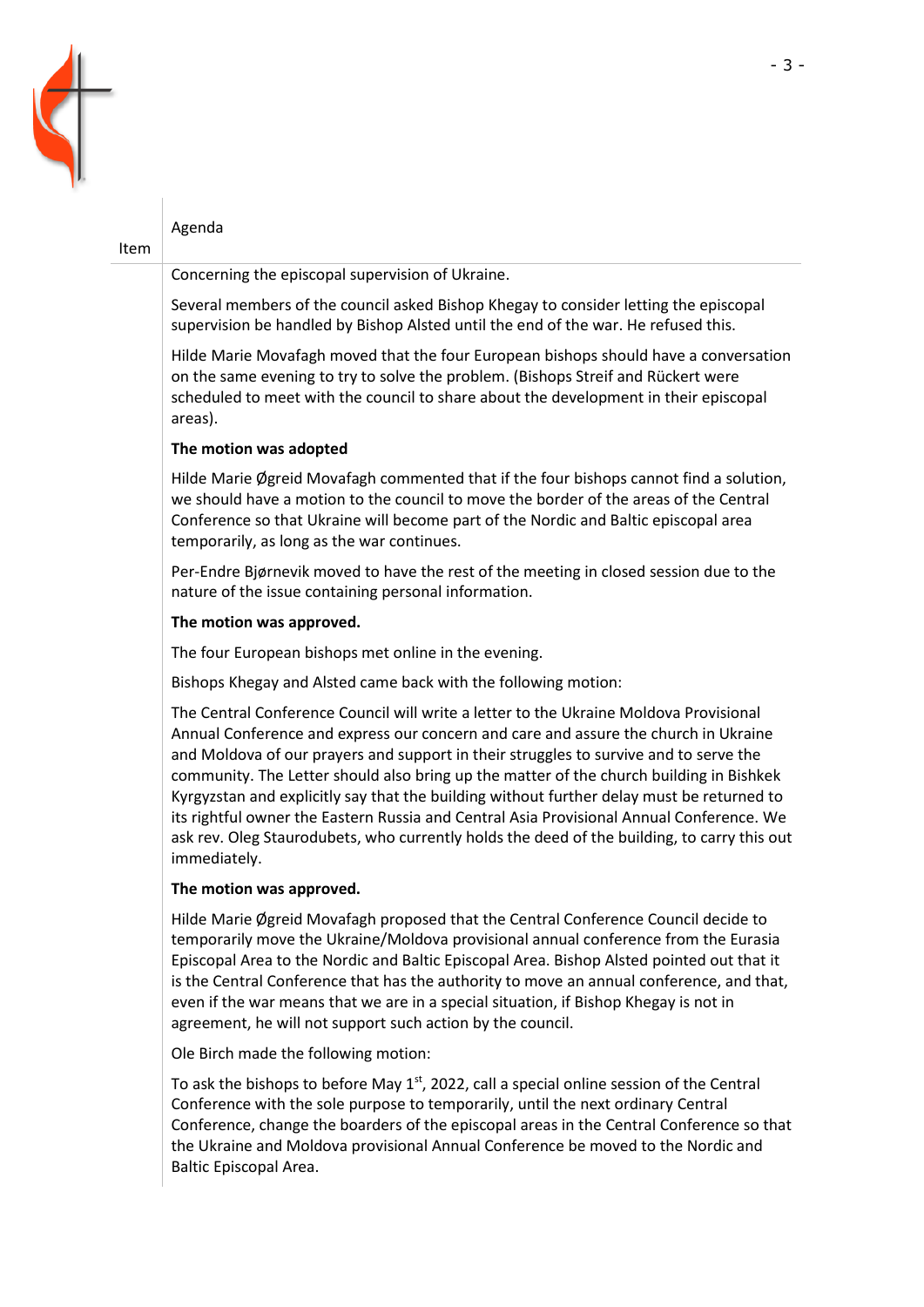| Item | Agenda |
|---|---|

Concerning the episcopal supervision of Ukraine.

Several members of the council asked Bishop Khegay to consider letting the episcopal supervision be handled by Bishop Alsted until the end of the war. He refused this.

Hilde Marie Movafagh moved that the four European bishops should have a conversation on the same evening to try to solve the problem. (Bishops Streif and Rückert were scheduled to meet with the council to share about the development in their episcopal areas).

**The motion was adopted**

Hilde Marie Øgreid Movafagh commented that if the four bishops cannot find a solution, we should have a motion to the council to move the border of the areas of the Central Conference so that Ukraine will become part of the Nordic and Baltic episcopal area temporarily, as long as the war continues.

Per-Endre Bjørnevik moved to have the rest of the meeting in closed session due to the nature of the issue containing personal information.

**The motion was approved.**

The four European bishops met online in the evening.

Bishops Khegay and Alsted came back with the following motion:

The Central Conference Council will write a letter to the Ukraine Moldova Provisional Annual Conference and express our concern and care and assure the church in Ukraine and Moldova of our prayers and support in their struggles to survive and to serve the community. The Letter should also bring up the matter of the church building in Bishkek Kyrgyzstan and explicitly say that the building without further delay must be returned to its rightful owner the Eastern Russia and Central Asia Provisional Annual Conference. We ask rev. Oleg Staurodubets, who currently holds the deed of the building, to carry this out immediately.

**The motion was approved.**

Hilde Marie Øgreid Movafagh proposed that the Central Conference Council decide to temporarily move the Ukraine/Moldova provisional annual conference from the Eurasia Episcopal Area to the Nordic and Baltic Episcopal Area. Bishop Alsted pointed out that it is the Central Conference that has the authority to move an annual conference, and that, even if the war means that we are in a special situation, if Bishop Khegay is not in agreement, he will not support such action by the council.

Ole Birch made the following motion:

To ask the bishops to before May 1st, 2022, call a special online session of the Central Conference with the sole purpose to temporarily, until the next ordinary Central Conference, change the boarders of the episcopal areas in the Central Conference so that the Ukraine and Moldova provisional Annual Conference be moved to the Nordic and Baltic Episcopal Area.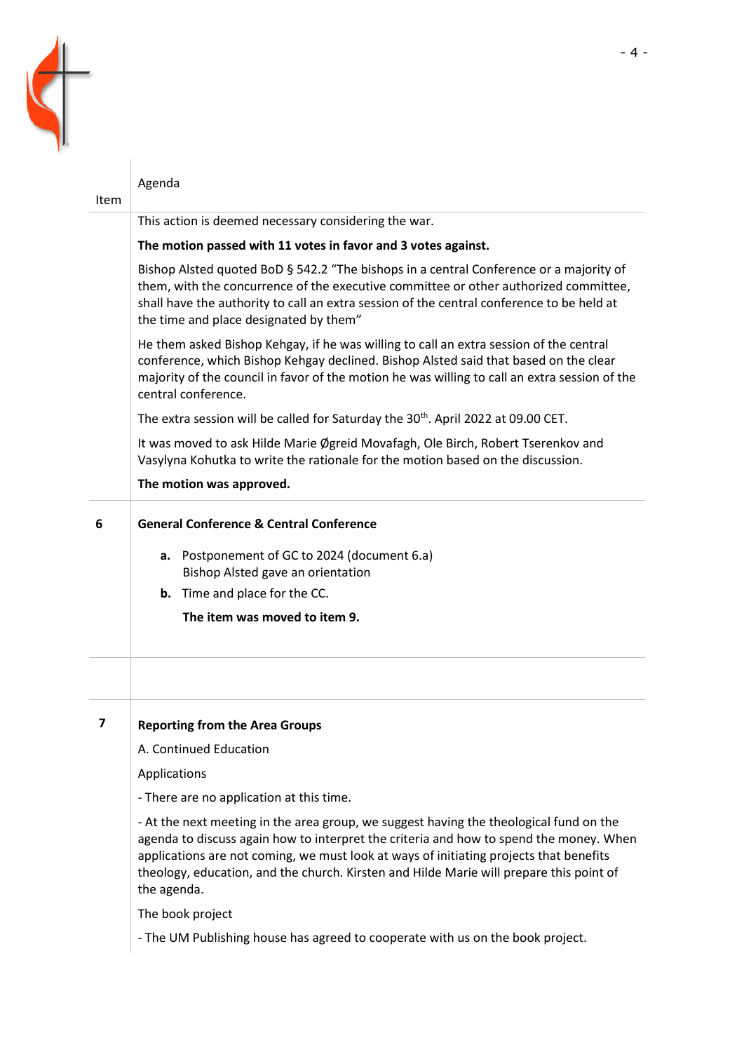| Item | Agenda |
|---|---|
| | This action is deemed necessary considering the war.<br><br>**The motion passed with 11 votes in favor and 3 votes against.**<br><br>Bishop Alsted quoted BoD § 542.2 "The bishops in a central Conference or a majority of them, with the concurrence of the executive committee or other authorized committee, shall have the authority to call an extra session of the central conference to be held at the time and place designated by them"<br><br>He them asked Bishop Kehgay, if he was willing to call an extra session of the central conference, which Bishop Kehgay declined. Bishop Alsted said that based on the clear majority of the council in favor of the motion he was willing to call an extra session of the central conference.<br><br>The extra session will be called for Saturday the 30th. April 2022 at 09.00 CET.<br><br>It was moved to ask Hilde Marie Øgreid Movafagh, Ole Birch, Robert Tserenkov and Vasylyna Kohutka to write the rationale for the motion based on the discussion.<br><br>**The motion was approved.** |
| **6** | **General Conference & Central Conference**<br><br>**a.** Postponement of GC to 2024 (document 6.a)<br>Bishop Alsted gave an orientation<br>**b.** Time and place for the CC.<br><br>**The item was moved to item 9.** |
| | |
| **7** | **Reporting from the Area Groups**<br><br>A. Continued Education<br><br>Applications<br><br>- There are no application at this time.<br><br>- At the next meeting in the area group, we suggest having the theological fund on the agenda to discuss again how to interpret the criteria and how to spend the money. When applications are not coming, we must look at ways of initiating projects that benefits theology, education, and the church. Kirsten and Hilde Marie will prepare this point of the agenda.<br><br>The book project<br><br>- The UM Publishing house has agreed to cooperate with us on the book project. |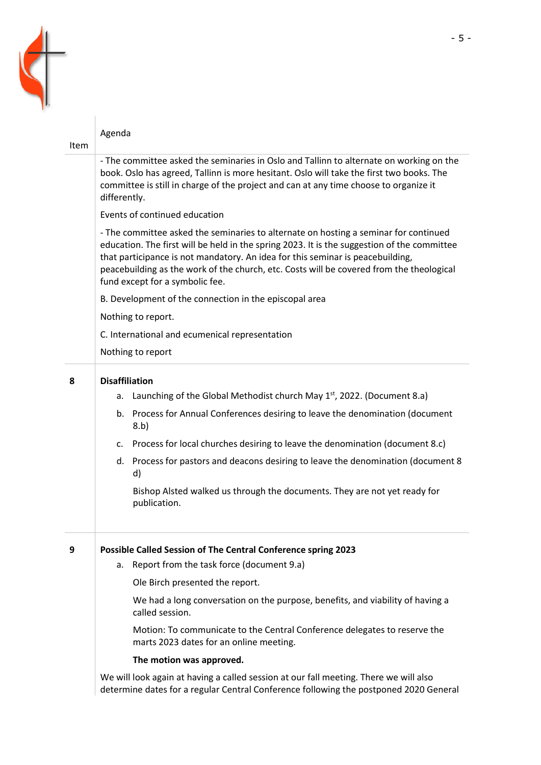| Item | Agenda |
|---|---|
| | - The committee asked the seminaries in Oslo and Tallinn to alternate on working on the book. Oslo has agreed, Tallinn is more hesitant. Oslo will take the first two books. The committee is still in charge of the project and can at any time choose to organize it differently.<br><br>Events of continued education<br><br>- The committee asked the seminaries to alternate on hosting a seminar for continued education. The first will be held in the spring 2023. It is the suggestion of the committee that participance is not mandatory. An idea for this seminar is peacebuilding, peacebuilding as the work of the church, etc. Costs will be covered from the theological fund except for a symbolic fee.<br><br>B. Development of the connection in the episcopal area<br><br>Nothing to report.<br><br>C. International and ecumenical representation<br><br>Nothing to report |
| **8** | **Disaffiliation**<br><br>a. Launching of the Global Methodist church May 1st, 2022. (Document 8.a)<br><br>b. Process for Annual Conferences desiring to leave the denomination (document 8.b)<br><br>c. Process for local churches desiring to leave the denomination (document 8.c)<br><br>d. Process for pastors and deacons desiring to leave the denomination (document 8 d)<br><br>Bishop Alsted walked us through the documents. They are not yet ready for publication. |
| **9** | **Possible Called Session of The Central Conference spring 2023**<br><br>a. Report from the task force (document 9.a)<br><br>Ole Birch presented the report.<br><br>We had a long conversation on the purpose, benefits, and viability of having a called session.<br><br>Motion: To communicate to the Central Conference delegates to reserve the marts 2023 dates for an online meeting.<br><br>**The motion was approved.**<br><br>We will look again at having a called session at our fall meeting. There we will also determine dates for a regular Central Conference following the postponed 2020 General |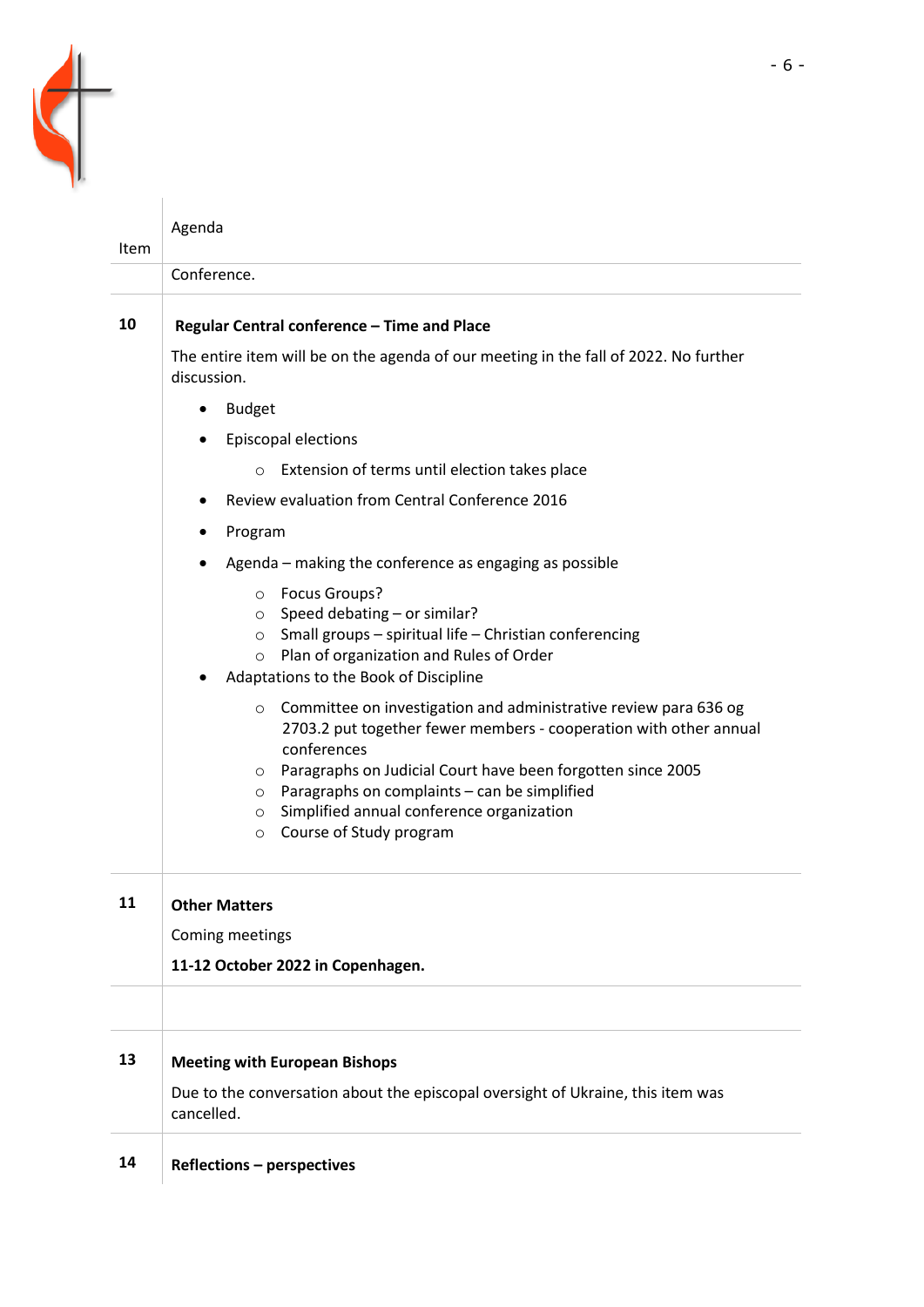| Item | Agenda |
|---|---|
| | Conference. |
| **10** | **Regular Central conference – Time and Place**<br><br>The entire item will be on the agenda of our meeting in the fall of 2022. No further discussion.<br><br>• Budget<br>• Episcopal elections<br>&nbsp;&nbsp;&nbsp;&nbsp;○ Extension of terms until election takes place<br>• Review evaluation from Central Conference 2016<br>• Program<br>• Agenda – making the conference as engaging as possible<br>&nbsp;&nbsp;&nbsp;&nbsp;○ Focus Groups?<br>&nbsp;&nbsp;&nbsp;&nbsp;○ Speed debating – or similar?<br>&nbsp;&nbsp;&nbsp;&nbsp;○ Small groups – spiritual life – Christian conferencing<br>&nbsp;&nbsp;&nbsp;&nbsp;○ Plan of organization and Rules of Order<br>• Adaptations to the Book of Discipline<br>&nbsp;&nbsp;&nbsp;&nbsp;○ Committee on investigation and administrative review para 636 og 2703.2 put together fewer members - cooperation with other annual conferences<br>&nbsp;&nbsp;&nbsp;&nbsp;○ Paragraphs on Judicial Court have been forgotten since 2005<br>&nbsp;&nbsp;&nbsp;&nbsp;○ Paragraphs on complaints – can be simplified<br>&nbsp;&nbsp;&nbsp;&nbsp;○ Simplified annual conference organization<br>&nbsp;&nbsp;&nbsp;&nbsp;○ Course of Study program |
| **11** | **Other Matters**<br><br>Coming meetings<br><br>**11-12 October 2022 in Copenhagen.** |
| | |
| **13** | **Meeting with European Bishops**<br><br>Due to the conversation about the episcopal oversight of Ukraine, this item was cancelled. |
| **14** | **Reflections – perspectives** |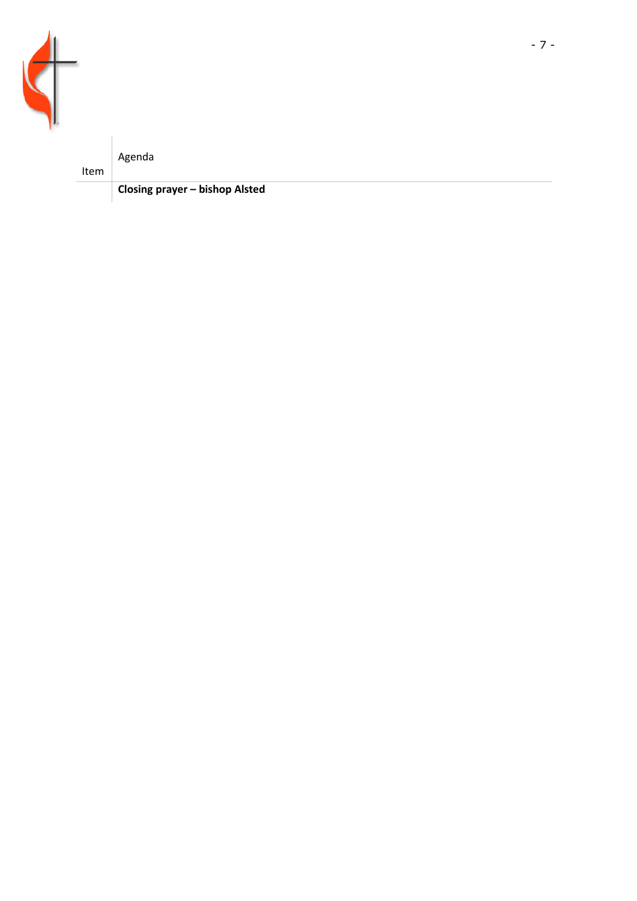| Item | Agenda |
| --- | --- |
| | **Closing prayer – bishop Alsted** |